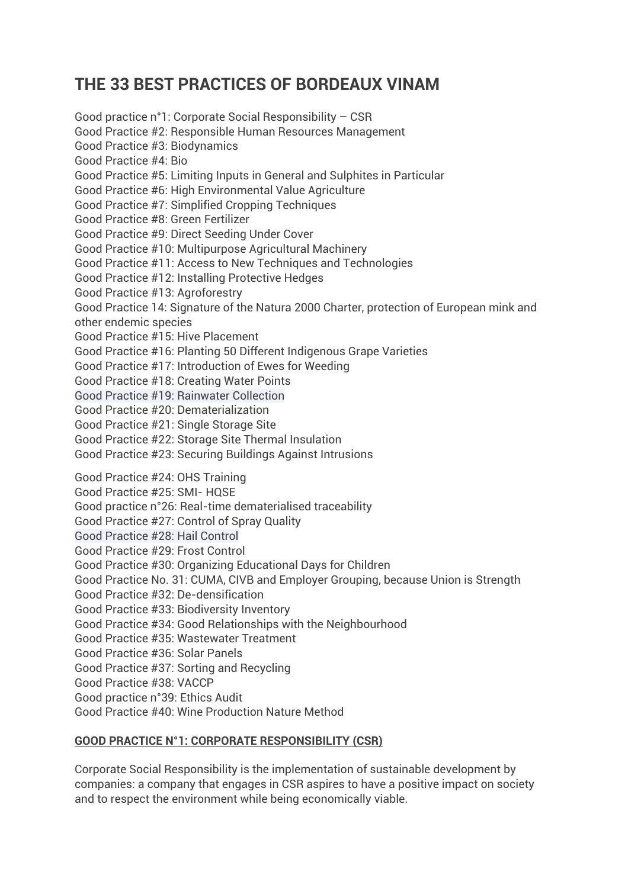# THE 33 BEST PRACTICES OF BORDEAUX VINAM

Good practice n°1: Corporate Social Responsibility – CSR
Good Practice #2: Responsible Human Resources Management
Good Practice #3: Biodynamics
Good Practice #4: Bio
Good Practice #5: Limiting Inputs in General and Sulphites in Particular
Good Practice #6: High Environmental Value Agriculture
Good Practice #7: Simplified Cropping Techniques
Good Practice #8: Green Fertilizer
Good Practice #9: Direct Seeding Under Cover
Good Practice #10: Multipurpose Agricultural Machinery
Good Practice #11: Access to New Techniques and Technologies
Good Practice #12: Installing Protective Hedges
Good Practice #13: Agroforestry
Good Practice 14: Signature of the Natura 2000 Charter, protection of European mink and other endemic species
Good Practice #15: Hive Placement
Good Practice #16: Planting 50 Different Indigenous Grape Varieties
Good Practice #17: Introduction of Ewes for Weeding
Good Practice #18: Creating Water Points
Good Practice #19: Rainwater Collection
Good Practice #20: Dematerialization
Good Practice #21: Single Storage Site
Good Practice #22: Storage Site Thermal Insulation
Good Practice #23: Securing Buildings Against Intrusions

Good Practice #24: OHS Training
Good Practice #25: SMI- HQSE
Good practice n°26: Real-time dematerialised traceability
Good Practice #27: Control of Spray Quality
Good Practice #28: Hail Control
Good Practice #29: Frost Control
Good Practice #30: Organizing Educational Days for Children
Good Practice No. 31: CUMA, CIVB and Employer Grouping, because Union is Strength
Good Practice #32: De-densification
Good Practice #33: Biodiversity Inventory
Good Practice #34: Good Relationships with the Neighbourhood
Good Practice #35: Wastewater Treatment
Good Practice #36: Solar Panels
Good Practice #37: Sorting and Recycling
Good Practice #38: VACCP
Good practice n°39: Ethics Audit
Good Practice #40: Wine Production Nature Method

## GOOD PRACTICE N°1: CORPORATE RESPONSIBILITY (CSR)

Corporate Social Responsibility is the implementation of sustainable development by companies: a company that engages in CSR aspires to have a positive impact on society and to respect the environment while being economically viable.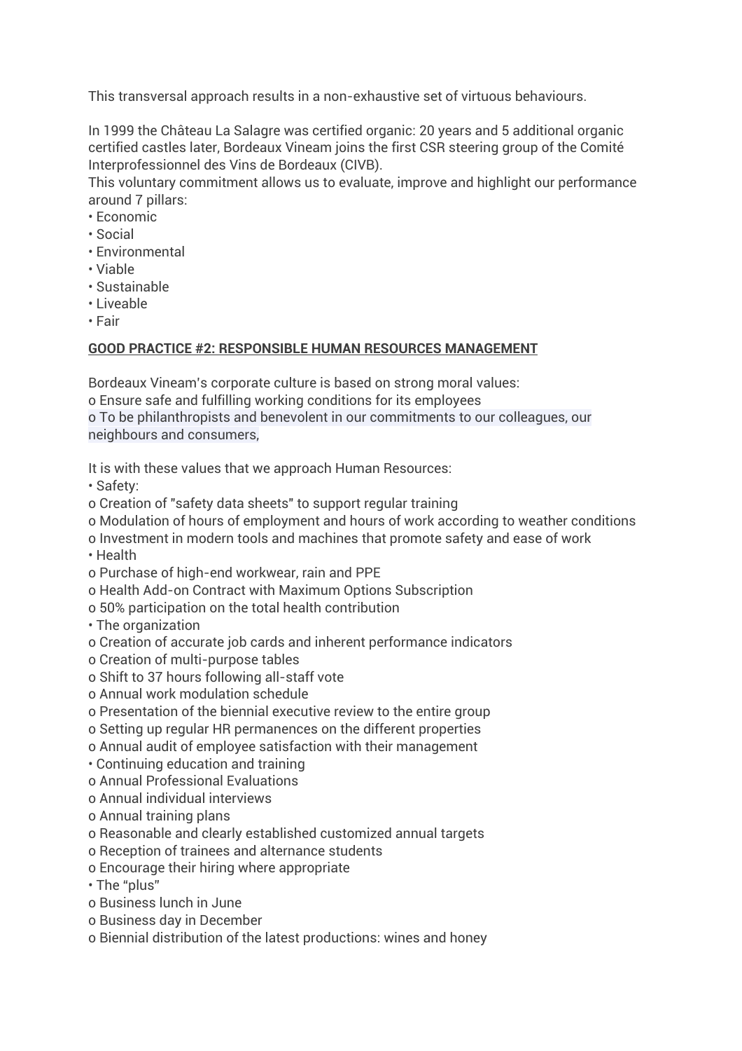This transversal approach results in a non-exhaustive set of virtuous behaviours.

In 1999 the Château La Salagre was certified organic: 20 years and 5 additional organic certified castles later, Bordeaux Vineam joins the first CSR steering group of the Comité Interprofessionnel des Vins de Bordeaux (CIVB).
This voluntary commitment allows us to evaluate, improve and highlight our performance around 7 pillars:

- Economic
- Social
- Environmental
- Viable
- Sustainable
- Liveable
- Fair

**GOOD PRACTICE #2: RESPONSIBLE HUMAN RESOURCES MANAGEMENT**

Bordeaux Vineam's corporate culture is based on strong moral values:

- Ensure safe and fulfilling working conditions for its employees
- To be philanthropists and benevolent in our commitments to our colleagues, our neighbours and consumers,

It is with these values that we approach Human Resources:

- Safety:
  - Creation of "safety data sheets" to support regular training
  - Modulation of hours of employment and hours of work according to weather conditions
  - Investment in modern tools and machines that promote safety and ease of work
- Health
  - Purchase of high-end workwear, rain and PPE
  - Health Add-on Contract with Maximum Options Subscription
  - 50% participation on the total health contribution
- The organization
  - Creation of accurate job cards and inherent performance indicators
  - Creation of multi-purpose tables
  - Shift to 37 hours following all-staff vote
  - Annual work modulation schedule
  - Presentation of the biennial executive review to the entire group
  - Setting up regular HR permanences on the different properties
  - Annual audit of employee satisfaction with their management
- Continuing education and training
  - Annual Professional Evaluations
  - Annual individual interviews
  - Annual training plans
  - Reasonable and clearly established customized annual targets
  - Reception of trainees and alternance students
  - Encourage their hiring where appropriate
- The "plus"
  - Business lunch in June
  - Business day in December
  - Biennial distribution of the latest productions: wines and honey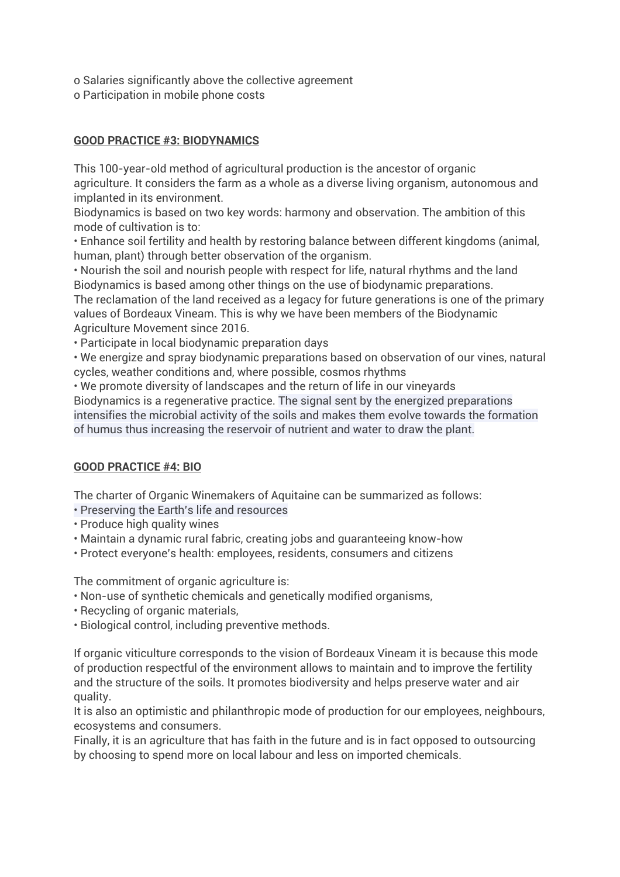o Salaries significantly above the collective agreement
o Participation in mobile phone costs

## GOOD PRACTICE #3: BIODYNAMICS

This 100-year-old method of agricultural production is the ancestor of organic agriculture. It considers the farm as a whole as a diverse living organism, autonomous and implanted in its environment.
Biodynamics is based on two key words: harmony and observation. The ambition of this mode of cultivation is to:
• Enhance soil fertility and health by restoring balance between different kingdoms (animal, human, plant) through better observation of the organism.
• Nourish the soil and nourish people with respect for life, natural rhythms and the land
Biodynamics is based among other things on the use of biodynamic preparations.
The reclamation of the land received as a legacy for future generations is one of the primary values of Bordeaux Vineam. This is why we have been members of the Biodynamic Agriculture Movement since 2016.
• Participate in local biodynamic preparation days
• We energize and spray biodynamic preparations based on observation of our vines, natural cycles, weather conditions and, where possible, cosmos rhythms
• We promote diversity of landscapes and the return of life in our vineyards
Biodynamics is a regenerative practice. The signal sent by the energized preparations intensifies the microbial activity of the soils and makes them evolve towards the formation of humus thus increasing the reservoir of nutrient and water to draw the plant.

## GOOD PRACTICE #4: BIO

The charter of Organic Winemakers of Aquitaine can be summarized as follows:
• Preserving the Earth's life and resources
• Produce high quality wines
• Maintain a dynamic rural fabric, creating jobs and guaranteeing know-how
• Protect everyone's health: employees, residents, consumers and citizens

The commitment of organic agriculture is:
• Non-use of synthetic chemicals and genetically modified organisms,
• Recycling of organic materials,
• Biological control, including preventive methods.

If organic viticulture corresponds to the vision of Bordeaux Vineam it is because this mode of production respectful of the environment allows to maintain and to improve the fertility and the structure of the soils. It promotes biodiversity and helps preserve water and air quality.
It is also an optimistic and philanthropic mode of production for our employees, neighbours, ecosystems and consumers.
Finally, it is an agriculture that has faith in the future and is in fact opposed to outsourcing by choosing to spend more on local labour and less on imported chemicals.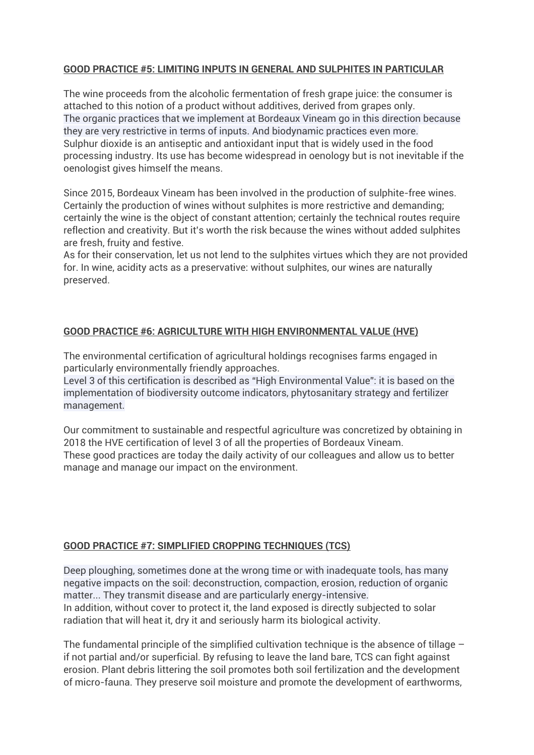**GOOD PRACTICE #5: LIMITING INPUTS IN GENERAL AND SULPHITES IN PARTICULAR**

The wine proceeds from the alcoholic fermentation of fresh grape juice: the consumer is attached to this notion of a product without additives, derived from grapes only.
The organic practices that we implement at Bordeaux Vineam go in this direction because they are very restrictive in terms of inputs. And biodynamic practices even more.
Sulphur dioxide is an antiseptic and antioxidant input that is widely used in the food processing industry. Its use has become widespread in oenology but is not inevitable if the oenologist gives himself the means.

Since 2015, Bordeaux Vineam has been involved in the production of sulphite-free wines. Certainly the production of wines without sulphites is more restrictive and demanding; certainly the wine is the object of constant attention; certainly the technical routes require reflection and creativity. But it's worth the risk because the wines without added sulphites are fresh, fruity and festive.
As for their conservation, let us not lend to the sulphites virtues which they are not provided for. In wine, acidity acts as a preservative: without sulphites, our wines are naturally preserved.

**GOOD PRACTICE #6: AGRICULTURE WITH HIGH ENVIRONMENTAL VALUE (HVE)**

The environmental certification of agricultural holdings recognises farms engaged in particularly environmentally friendly approaches.
Level 3 of this certification is described as "High Environmental Value": it is based on the implementation of biodiversity outcome indicators, phytosanitary strategy and fertilizer management.

Our commitment to sustainable and respectful agriculture was concretized by obtaining in 2018 the HVE certification of level 3 of all the properties of Bordeaux Vineam.
These good practices are today the daily activity of our colleagues and allow us to better manage and manage our impact on the environment.

**GOOD PRACTICE #7: SIMPLIFIED CROPPING TECHNIQUES (TCS)**

Deep ploughing, sometimes done at the wrong time or with inadequate tools, has many negative impacts on the soil: deconstruction, compaction, erosion, reduction of organic matter... They transmit disease and are particularly energy-intensive.
In addition, without cover to protect it, the land exposed is directly subjected to solar radiation that will heat it, dry it and seriously harm its biological activity.

The fundamental principle of the simplified cultivation technique is the absence of tillage – if not partial and/or superficial. By refusing to leave the land bare, TCS can fight against erosion. Plant debris littering the soil promotes both soil fertilization and the development of micro-fauna. They preserve soil moisture and promote the development of earthworms,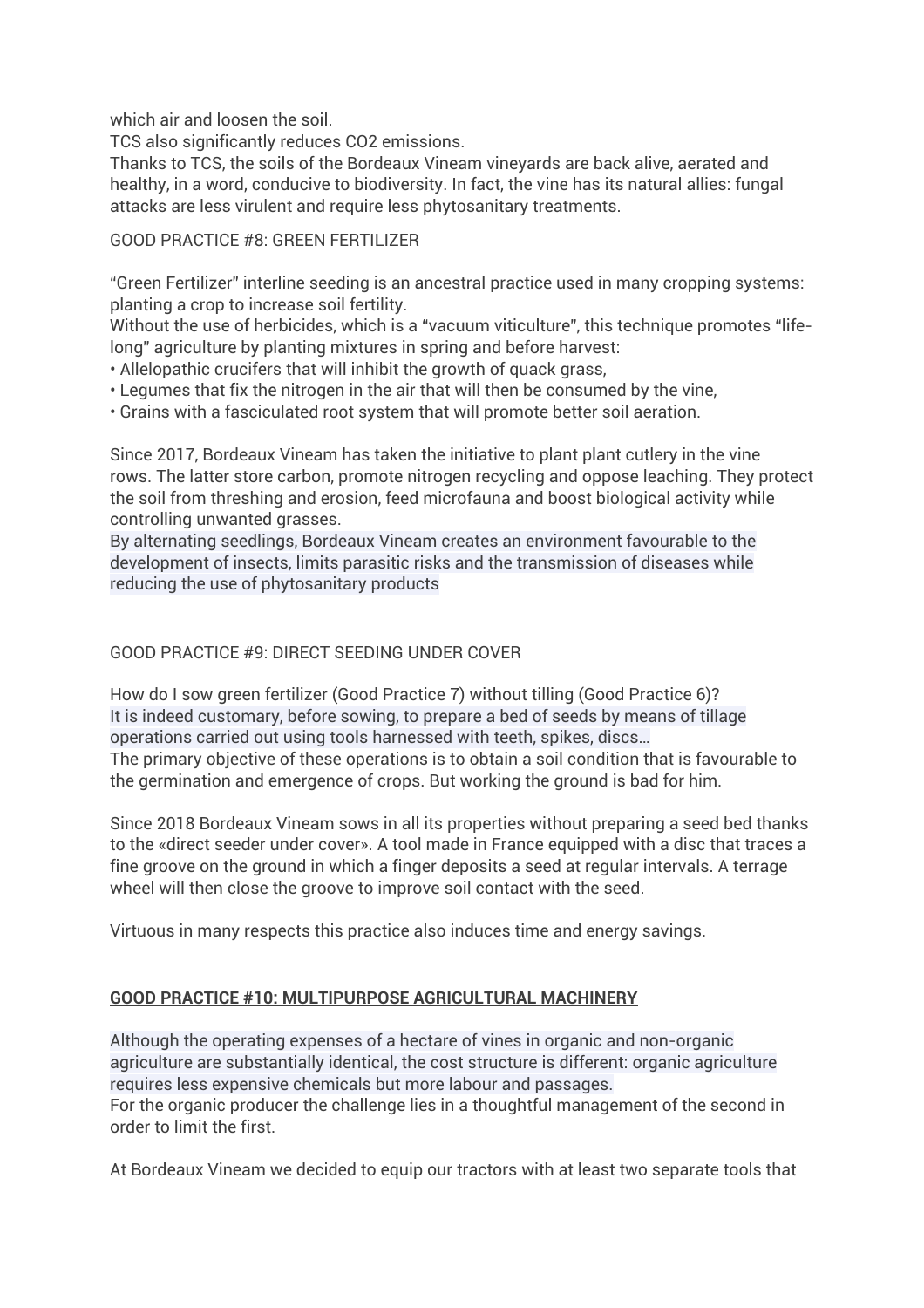which air and loosen the soil.

TCS also significantly reduces $CO_2$ emissions.

Thanks to TCS, the soils of the Bordeaux Vineam vineyards are back alive, aerated and healthy, in a word, conducive to biodiversity. In fact, the vine has its natural allies: fungal attacks are less virulent and require less phytosanitary treatments.

GOOD PRACTICE #8: GREEN FERTILIZER

"Green Fertilizer" interline seeding is an ancestral practice used in many cropping systems: planting a crop to increase soil fertility.

Without the use of herbicides, which is a "vacuum viticulture", this technique promotes "life-long" agriculture by planting mixtures in spring and before harvest:

- Allelopathic crucifers that will inhibit the growth of quack grass,
- Legumes that fix the nitrogen in the air that will then be consumed by the vine,
- Grains with a fasciculated root system that will promote better soil aeration.

Since 2017, Bordeaux Vineam has taken the initiative to plant plant cutlery in the vine rows. The latter store carbon, promote nitrogen recycling and oppose leaching. They protect the soil from threshing and erosion, feed microfauna and boost biological activity while controlling unwanted grasses.

By alternating seedlings, Bordeaux Vineam creates an environment favourable to the development of insects, limits parasitic risks and the transmission of diseases while reducing the use of phytosanitary products

GOOD PRACTICE #9: DIRECT SEEDING UNDER COVER

How do I sow green fertilizer (Good Practice 7) without tilling (Good Practice 6)?

It is indeed customary, before sowing, to prepare a bed of seeds by means of tillage operations carried out using tools harnessed with teeth, spikes, discs…

The primary objective of these operations is to obtain a soil condition that is favourable to the germination and emergence of crops. But working the ground is bad for him.

Since 2018 Bordeaux Vineam sows in all its properties without preparing a seed bed thanks to the «direct seeder under cover». A tool made in France equipped with a disc that traces a fine groove on the ground in which a finger deposits a seed at regular intervals. A terrage wheel will then close the groove to improve soil contact with the seed.

Virtuous in many respects this practice also induces time and energy savings.

**GOOD PRACTICE #10: MULTIPURPOSE AGRICULTURAL MACHINERY**

Although the operating expenses of a hectare of vines in organic and non-organic agriculture are substantially identical, the cost structure is different: organic agriculture requires less expensive chemicals but more labour and passages.

For the organic producer the challenge lies in a thoughtful management of the second in order to limit the first.

At Bordeaux Vineam we decided to equip our tractors with at least two separate tools that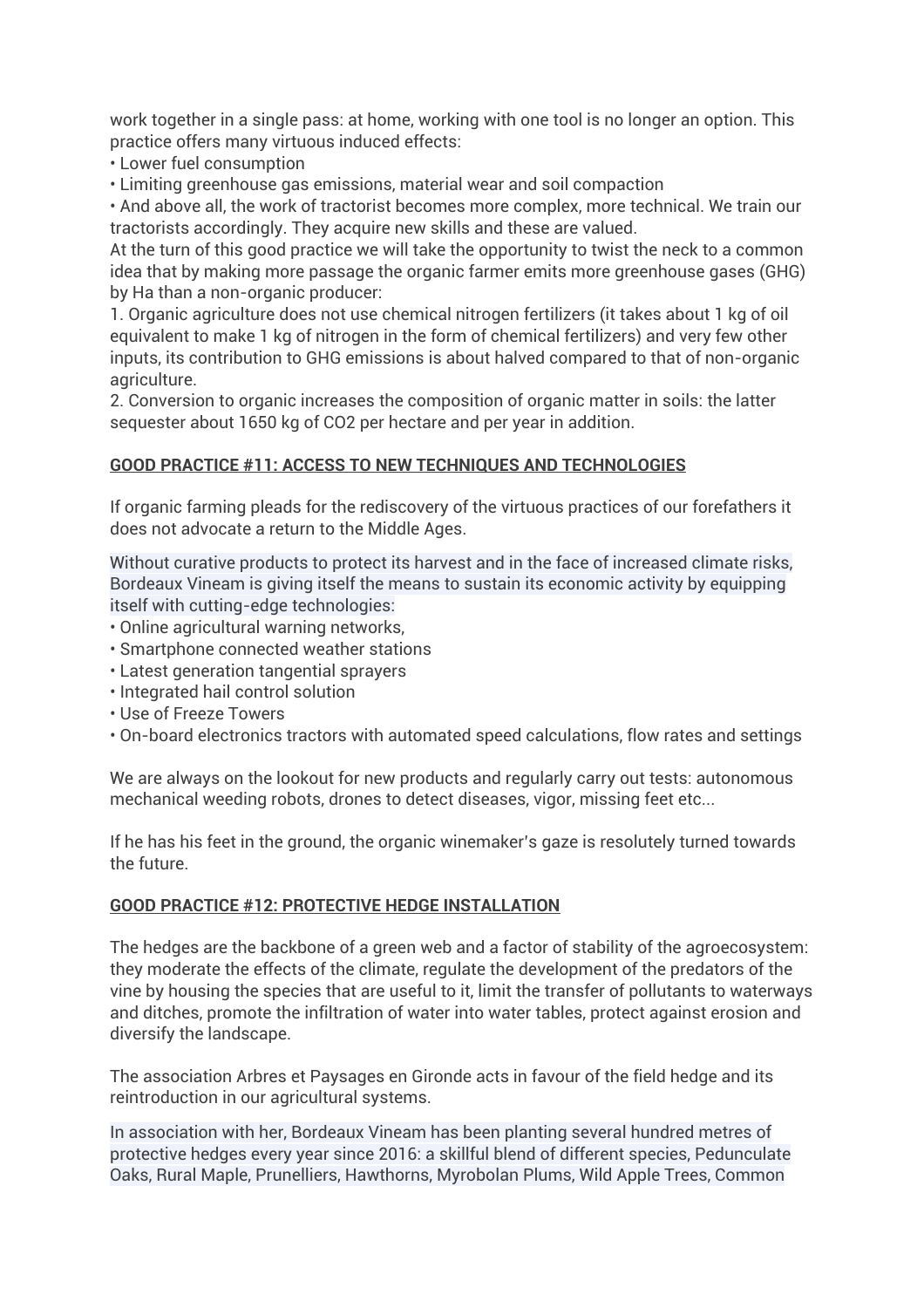work together in a single pass: at home, working with one tool is no longer an option. This practice offers many virtuous induced effects:

• Lower fuel consumption
• Limiting greenhouse gas emissions, material wear and soil compaction
• And above all, the work of tractorist becomes more complex, more technical. We train our tractorists accordingly. They acquire new skills and these are valued.

At the turn of this good practice we will take the opportunity to twist the neck to a common idea that by making more passage the organic farmer emits more greenhouse gases (GHG) by Ha than a non-organic producer:

1. Organic agriculture does not use chemical nitrogen fertilizers (it takes about 1 kg of oil equivalent to make 1 kg of nitrogen in the form of chemical fertilizers) and very few other inputs, its contribution to GHG emissions is about halved compared to that of non-organic agriculture.
2. Conversion to organic increases the composition of organic matter in soils: the latter sequester about 1650 kg of $CO_2$ per hectare and per year in addition.

## GOOD PRACTICE #11: ACCESS TO NEW TECHNIQUES AND TECHNOLOGIES

If organic farming pleads for the rediscovery of the virtuous practices of our forefathers it does not advocate a return to the Middle Ages.

Without curative products to protect its harvest and in the face of increased climate risks, Bordeaux Vineam is giving itself the means to sustain its economic activity by equipping itself with cutting-edge technologies:

• Online agricultural warning networks,
• Smartphone connected weather stations
• Latest generation tangential sprayers
• Integrated hail control solution
• Use of Freeze Towers
• On-board electronics tractors with automated speed calculations, flow rates and settings

We are always on the lookout for new products and regularly carry out tests: autonomous mechanical weeding robots, drones to detect diseases, vigor, missing feet etc...

If he has his feet in the ground, the organic winemaker's gaze is resolutely turned towards the future.

## GOOD PRACTICE #12: PROTECTIVE HEDGE INSTALLATION

The hedges are the backbone of a green web and a factor of stability of the agroecosystem: they moderate the effects of the climate, regulate the development of the predators of the vine by housing the species that are useful to it, limit the transfer of pollutants to waterways and ditches, promote the infiltration of water into water tables, protect against erosion and diversify the landscape.

The association Arbres et Paysages en Gironde acts in favour of the field hedge and its reintroduction in our agricultural systems.

In association with her, Bordeaux Vineam has been planting several hundred metres of protective hedges every year since 2016: a skillful blend of different species, Pedunculate Oaks, Rural Maple, Prunelliers, Hawthorns, Myrobolan Plums, Wild Apple Trees, Common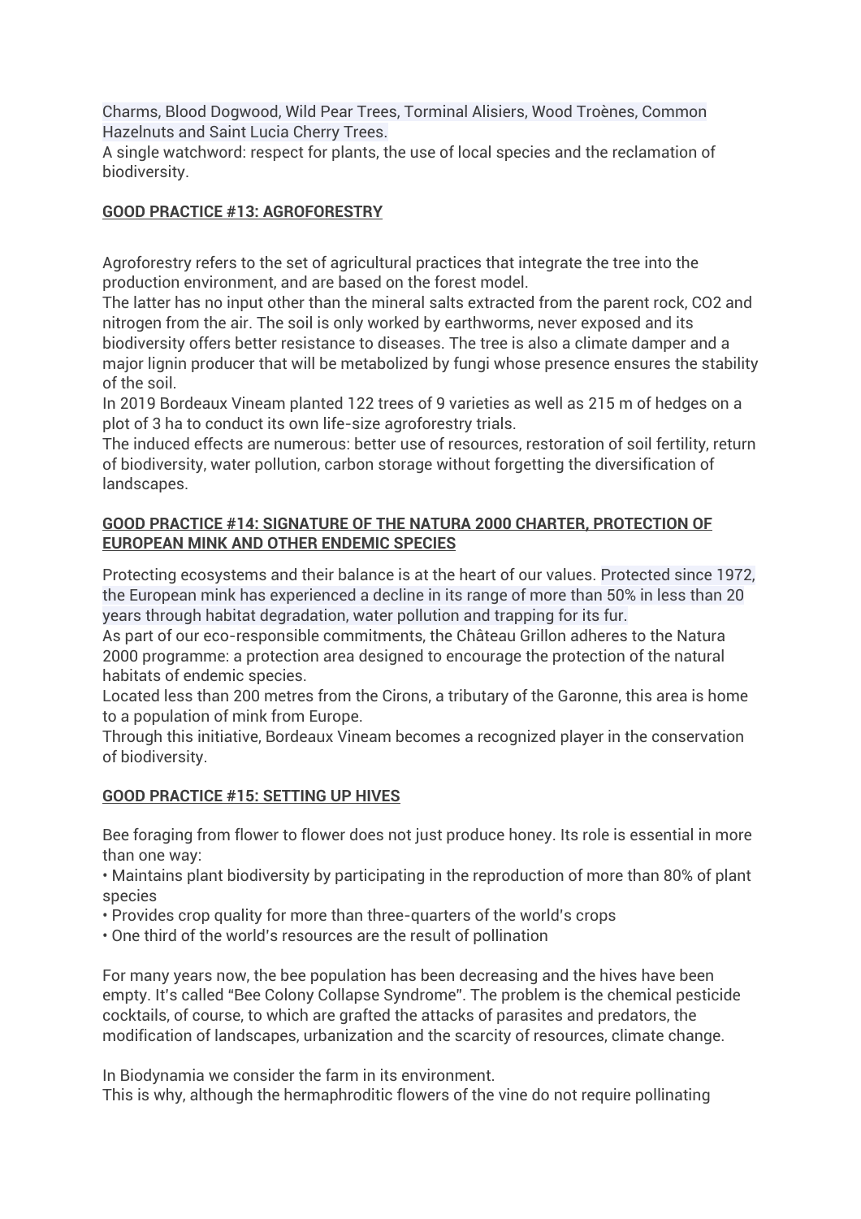Charms, Blood Dogwood, Wild Pear Trees, Torminal Alisiers, Wood Troènes, Common Hazelnuts and Saint Lucia Cherry Trees.

A single watchword: respect for plants, the use of local species and the reclamation of biodiversity.

## GOOD PRACTICE #13: AGROFORESTRY

Agroforestry refers to the set of agricultural practices that integrate the tree into the production environment, and are based on the forest model.

The latter has no input other than the mineral salts extracted from the parent rock, $CO_2$ and nitrogen from the air. The soil is only worked by earthworms, never exposed and its biodiversity offers better resistance to diseases. The tree is also a climate damper and a major lignin producer that will be metabolized by fungi whose presence ensures the stability of the soil.

In 2019 Bordeaux Vineam planted 122 trees of 9 varieties as well as 215 m of hedges on a plot of 3 ha to conduct its own life-size agroforestry trials.

The induced effects are numerous: better use of resources, restoration of soil fertility, return of biodiversity, water pollution, carbon storage without forgetting the diversification of landscapes.

## GOOD PRACTICE #14: SIGNATURE OF THE NATURA 2000 CHARTER, PROTECTION OF EUROPEAN MINK AND OTHER ENDEMIC SPECIES

Protecting ecosystems and their balance is at the heart of our values. Protected since 1972, the European mink has experienced a decline in its range of more than 50% in less than 20 years through habitat degradation, water pollution and trapping for its fur.

As part of our eco-responsible commitments, the Château Grillon adheres to the Natura 2000 programme: a protection area designed to encourage the protection of the natural habitats of endemic species.

Located less than 200 metres from the Cirons, a tributary of the Garonne, this area is home to a population of mink from Europe.

Through this initiative, Bordeaux Vineam becomes a recognized player in the conservation of biodiversity.

## GOOD PRACTICE #15: SETTING UP HIVES

Bee foraging from flower to flower does not just produce honey. Its role is essential in more than one way:

- Maintains plant biodiversity by participating in the reproduction of more than 80% of plant species
- Provides crop quality for more than three-quarters of the world's crops
- One third of the world's resources are the result of pollination

For many years now, the bee population has been decreasing and the hives have been empty. It's called "Bee Colony Collapse Syndrome". The problem is the chemical pesticide cocktails, of course, to which are grafted the attacks of parasites and predators, the modification of landscapes, urbanization and the scarcity of resources, climate change.

In Biodynamia we consider the farm in its environment.

This is why, although the hermaphroditic flowers of the vine do not require pollinating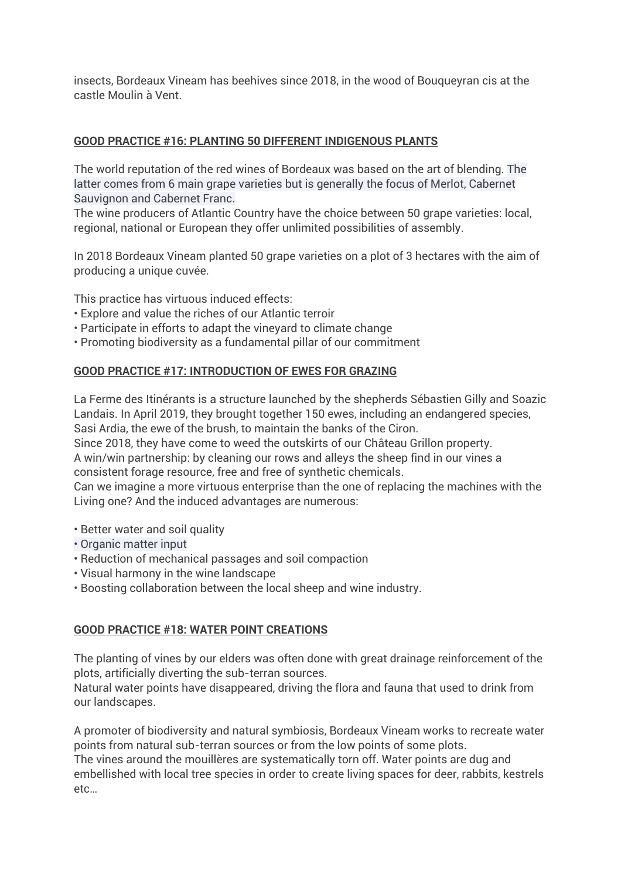insects, Bordeaux Vineam has beehives since 2018, in the wood of Bouqueyran cis at the castle Moulin à Vent.

## GOOD PRACTICE #16: PLANTING 50 DIFFERENT INDIGENOUS PLANTS

The world reputation of the red wines of Bordeaux was based on the art of blending. The latter comes from 6 main grape varieties but is generally the focus of Merlot, Cabernet Sauvignon and Cabernet Franc.
The wine producers of Atlantic Country have the choice between 50 grape varieties: local, regional, national or European they offer unlimited possibilities of assembly.

In 2018 Bordeaux Vineam planted 50 grape varieties on a plot of 3 hectares with the aim of producing a unique cuvée.

This practice has virtuous induced effects:

- Explore and value the riches of our Atlantic terroir
- Participate in efforts to adapt the vineyard to climate change
- Promoting biodiversity as a fundamental pillar of our commitment

## GOOD PRACTICE #17: INTRODUCTION OF EWES FOR GRAZING

La Ferme des Itinérants is a structure launched by the shepherds Sébastien Gilly and Soazic Landais. In April 2019, they brought together 150 ewes, including an endangered species, Sasi Ardia, the ewe of the brush, to maintain the banks of the Ciron.
Since 2018, they have come to weed the outskirts of our Château Grillon property.
A win/win partnership: by cleaning our rows and alleys the sheep find in our vines a consistent forage resource, free and free of synthetic chemicals.
Can we imagine a more virtuous enterprise than the one of replacing the machines with the Living one? And the induced advantages are numerous:

- Better water and soil quality
- Organic matter input
- Reduction of mechanical passages and soil compaction
- Visual harmony in the wine landscape
- Boosting collaboration between the local sheep and wine industry.

## GOOD PRACTICE #18: WATER POINT CREATIONS

The planting of vines by our elders was often done with great drainage reinforcement of the plots, artificially diverting the sub-terran sources.
Natural water points have disappeared, driving the flora and fauna that used to drink from our landscapes.

A promoter of biodiversity and natural symbiosis, Bordeaux Vineam works to recreate water points from natural sub-terran sources or from the low points of some plots.
The vines around the mouillères are systematically torn off. Water points are dug and embellished with local tree species in order to create living spaces for deer, rabbits, kestrels etc…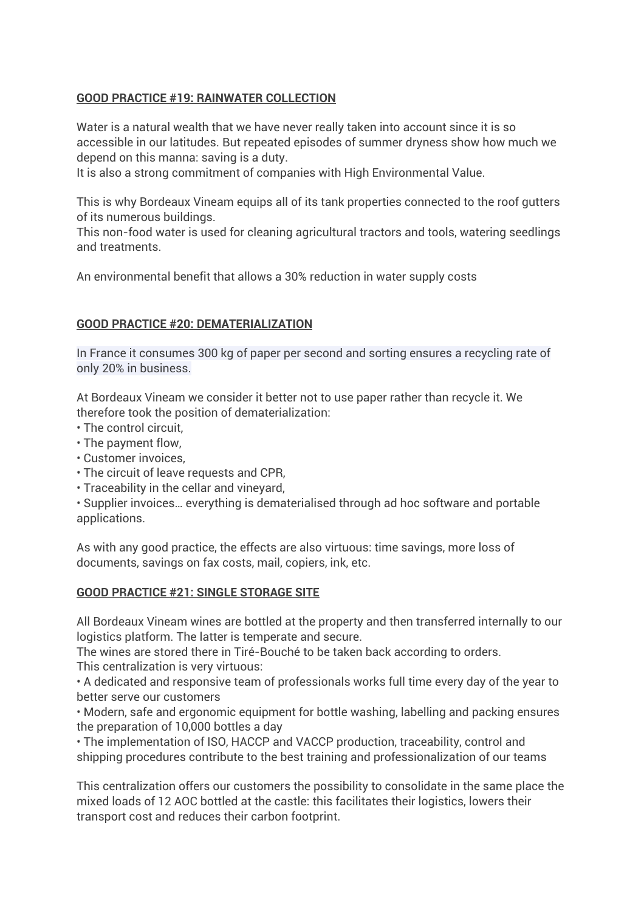**GOOD PRACTICE #19: RAINWATER COLLECTION**

Water is a natural wealth that we have never really taken into account since it is so accessible in our latitudes. But repeated episodes of summer dryness show how much we depend on this manna: saving is a duty.
It is also a strong commitment of companies with High Environmental Value.

This is why Bordeaux Vineam equips all of its tank properties connected to the roof gutters of its numerous buildings.
This non-food water is used for cleaning agricultural tractors and tools, watering seedlings and treatments.

An environmental benefit that allows a 30% reduction in water supply costs

**GOOD PRACTICE #20: DEMATERIALIZATION**

In France it consumes 300 kg of paper per second and sorting ensures a recycling rate of only 20% in business.

At Bordeaux Vineam we consider it better not to use paper rather than recycle it. We therefore took the position of dematerialization:

- The control circuit,
- The payment flow,
- Customer invoices,
- The circuit of leave requests and CPR,
- Traceability in the cellar and vineyard,
- Supplier invoices… everything is dematerialised through ad hoc software and portable applications.

As with any good practice, the effects are also virtuous: time savings, more loss of documents, savings on fax costs, mail, copiers, ink, etc.

**GOOD PRACTICE #21: SINGLE STORAGE SITE**

All Bordeaux Vineam wines are bottled at the property and then transferred internally to our logistics platform. The latter is temperate and secure.
The wines are stored there in Tiré-Bouché to be taken back according to orders.
This centralization is very virtuous:

- A dedicated and responsive team of professionals works full time every day of the year to better serve our customers
- Modern, safe and ergonomic equipment for bottle washing, labelling and packing ensures the preparation of 10,000 bottles a day
- The implementation of ISO, HACCP and VACCP production, traceability, control and shipping procedures contribute to the best training and professionalization of our teams

This centralization offers our customers the possibility to consolidate in the same place the mixed loads of 12 AOC bottled at the castle: this facilitates their logistics, lowers their transport cost and reduces their carbon footprint.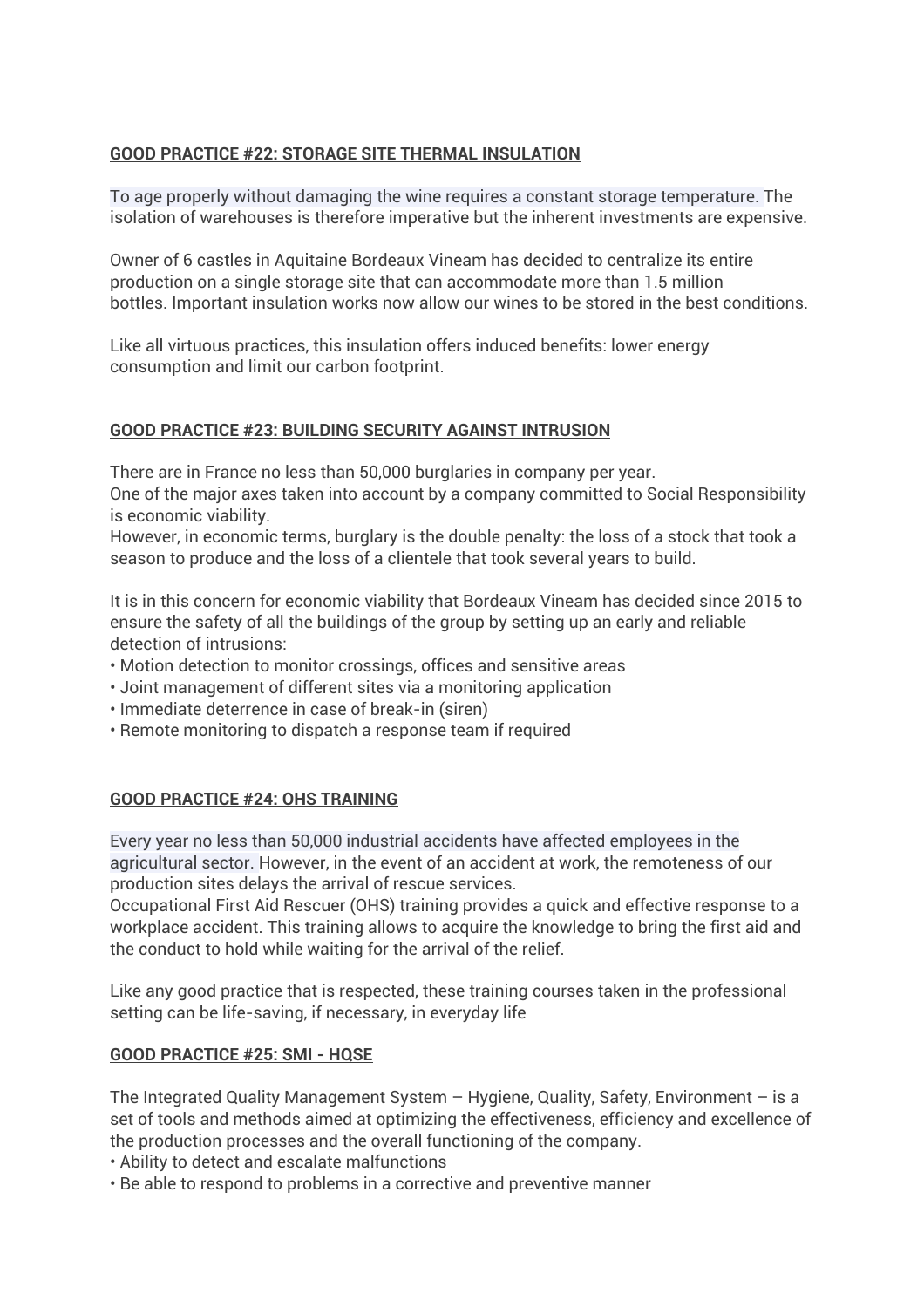**GOOD PRACTICE #22: STORAGE SITE THERMAL INSULATION**

To age properly without damaging the wine requires a constant storage temperature. The isolation of warehouses is therefore imperative but the inherent investments are expensive.

Owner of 6 castles in Aquitaine Bordeaux Vineam has decided to centralize its entire production on a single storage site that can accommodate more than 1.5 million bottles. Important insulation works now allow our wines to be stored in the best conditions.

Like all virtuous practices, this insulation offers induced benefits: lower energy consumption and limit our carbon footprint.

**GOOD PRACTICE #23: BUILDING SECURITY AGAINST INTRUSION**

There are in France no less than 50,000 burglaries in company per year.
One of the major axes taken into account by a company committed to Social Responsibility is economic viability.
However, in economic terms, burglary is the double penalty: the loss of a stock that took a season to produce and the loss of a clientele that took several years to build.

It is in this concern for economic viability that Bordeaux Vineam has decided since 2015 to ensure the safety of all the buildings of the group by setting up an early and reliable detection of intrusions:

- Motion detection to monitor crossings, offices and sensitive areas
- Joint management of different sites via a monitoring application
- Immediate deterrence in case of break-in (siren)
- Remote monitoring to dispatch a response team if required

**GOOD PRACTICE #24: OHS TRAINING**

Every year no less than 50,000 industrial accidents have affected employees in the agricultural sector. However, in the event of an accident at work, the remoteness of our production sites delays the arrival of rescue services.
Occupational First Aid Rescuer (OHS) training provides a quick and effective response to a workplace accident. This training allows to acquire the knowledge to bring the first aid and the conduct to hold while waiting for the arrival of the relief.

Like any good practice that is respected, these training courses taken in the professional setting can be life-saving, if necessary, in everyday life

**GOOD PRACTICE #25: SMI - HQSE**

The Integrated Quality Management System – Hygiene, Quality, Safety, Environment – is a set of tools and methods aimed at optimizing the effectiveness, efficiency and excellence of the production processes and the overall functioning of the company.

- Ability to detect and escalate malfunctions
- Be able to respond to problems in a corrective and preventive manner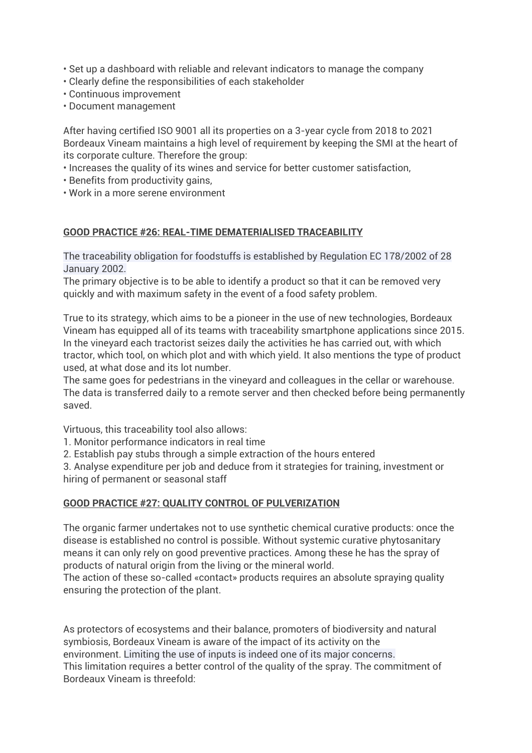• Set up a dashboard with reliable and relevant indicators to manage the company
• Clearly define the responsibilities of each stakeholder
• Continuous improvement
• Document management

After having certified ISO 9001 all its properties on a 3-year cycle from 2018 to 2021 Bordeaux Vineam maintains a high level of requirement by keeping the SMI at the heart of its corporate culture. Therefore the group:
• Increases the quality of its wines and service for better customer satisfaction,
• Benefits from productivity gains,
• Work in a more serene environment

## GOOD PRACTICE #26: REAL-TIME DEMATERIALISED TRACEABILITY

The traceability obligation for foodstuffs is established by Regulation EC 178/2002 of 28 January 2002.
The primary objective is to be able to identify a product so that it can be removed very quickly and with maximum safety in the event of a food safety problem.

True to its strategy, which aims to be a pioneer in the use of new technologies, Bordeaux Vineam has equipped all of its teams with traceability smartphone applications since 2015. In the vineyard each tractorist seizes daily the activities he has carried out, with which tractor, which tool, on which plot and with which yield. It also mentions the type of product used, at what dose and its lot number.
The same goes for pedestrians in the vineyard and colleagues in the cellar or warehouse. The data is transferred daily to a remote server and then checked before being permanently saved.

Virtuous, this traceability tool also allows:
1. Monitor performance indicators in real time
2. Establish pay stubs through a simple extraction of the hours entered
3. Analyse expenditure per job and deduce from it strategies for training, investment or hiring of permanent or seasonal staff

## GOOD PRACTICE #27: QUALITY CONTROL OF PULVERIZATION

The organic farmer undertakes not to use synthetic chemical curative products: once the disease is established no control is possible. Without systemic curative phytosanitary means it can only rely on good preventive practices. Among these he has the spray of products of natural origin from the living or the mineral world.
The action of these so-called «contact» products requires an absolute spraying quality ensuring the protection of the plant.

As protectors of ecosystems and their balance, promoters of biodiversity and natural symbiosis, Bordeaux Vineam is aware of the impact of its activity on the environment. Limiting the use of inputs is indeed one of its major concerns.
This limitation requires a better control of the quality of the spray. The commitment of Bordeaux Vineam is threefold: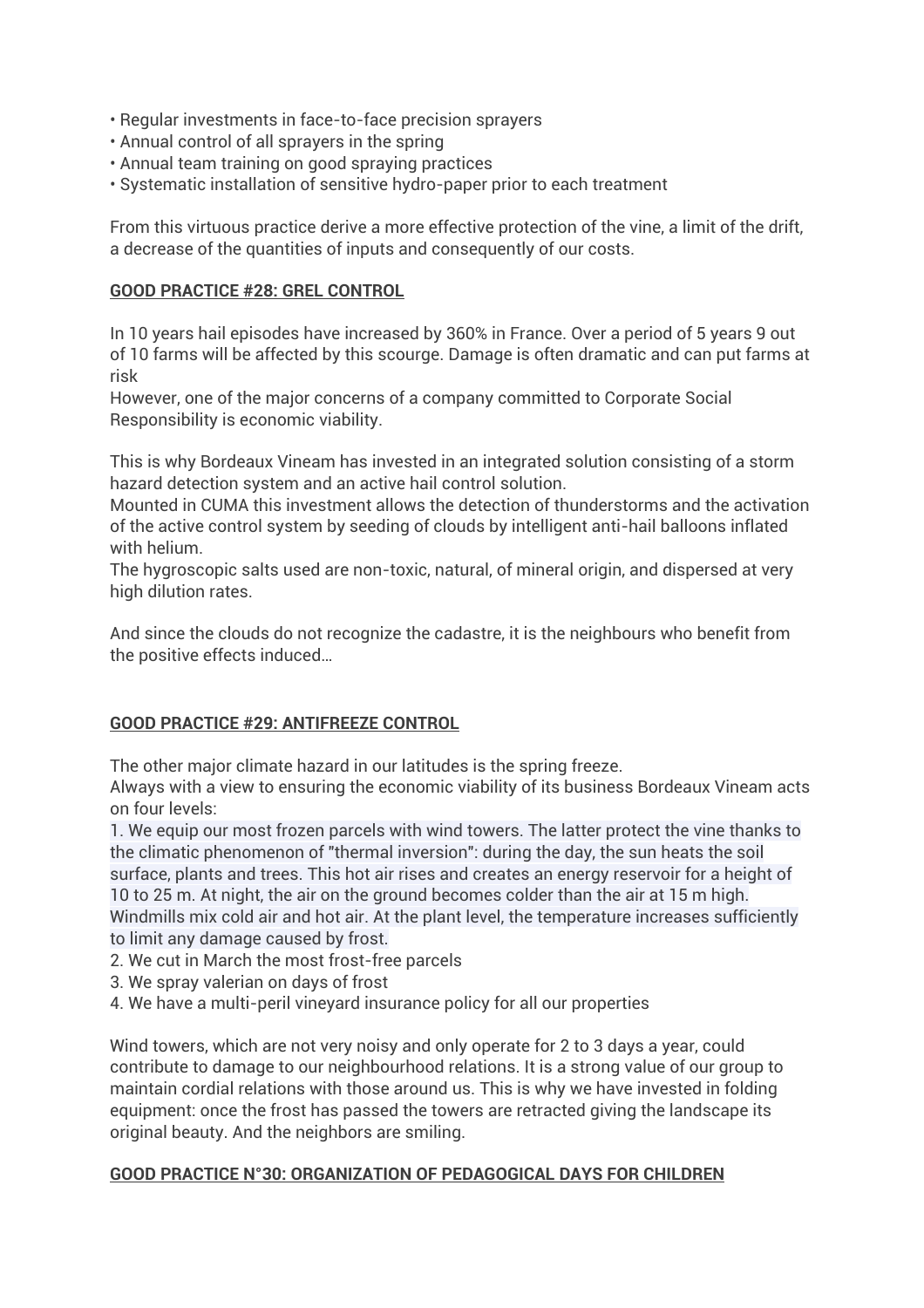- Regular investments in face-to-face precision sprayers
- Annual control of all sprayers in the spring
- Annual team training on good spraying practices
- Systematic installation of sensitive hydro-paper prior to each treatment

From this virtuous practice derive a more effective protection of the vine, a limit of the drift, a decrease of the quantities of inputs and consequently of our costs.

**GOOD PRACTICE #28: GREL CONTROL**

In 10 years hail episodes have increased by 360% in France. Over a period of 5 years 9 out of 10 farms will be affected by this scourge. Damage is often dramatic and can put farms at risk

However, one of the major concerns of a company committed to Corporate Social Responsibility is economic viability.

This is why Bordeaux Vineam has invested in an integrated solution consisting of a storm hazard detection system and an active hail control solution.

Mounted in CUMA this investment allows the detection of thunderstorms and the activation of the active control system by seeding of clouds by intelligent anti-hail balloons inflated with helium.

The hygroscopic salts used are non-toxic, natural, of mineral origin, and dispersed at very high dilution rates.

And since the clouds do not recognize the cadastre, it is the neighbours who benefit from the positive effects induced…

**GOOD PRACTICE #29: ANTIFREEZE CONTROL**

The other major climate hazard in our latitudes is the spring freeze.

Always with a view to ensuring the economic viability of its business Bordeaux Vineam acts on four levels:

1. We equip our most frozen parcels with wind towers. The latter protect the vine thanks to the climatic phenomenon of "thermal inversion": during the day, the sun heats the soil surface, plants and trees. This hot air rises and creates an energy reservoir for a height of 10 to 25 m. At night, the air on the ground becomes colder than the air at 15 m high. Windmills mix cold air and hot air. At the plant level, the temperature increases sufficiently to limit any damage caused by frost.
2. We cut in March the most frost-free parcels
3. We spray valerian on days of frost
4. We have a multi-peril vineyard insurance policy for all our properties

Wind towers, which are not very noisy and only operate for 2 to 3 days a year, could contribute to damage to our neighbourhood relations. It is a strong value of our group to maintain cordial relations with those around us. This is why we have invested in folding equipment: once the frost has passed the towers are retracted giving the landscape its original beauty. And the neighbors are smiling.

**GOOD PRACTICE N°30: ORGANIZATION OF PEDAGOGICAL DAYS FOR CHILDREN**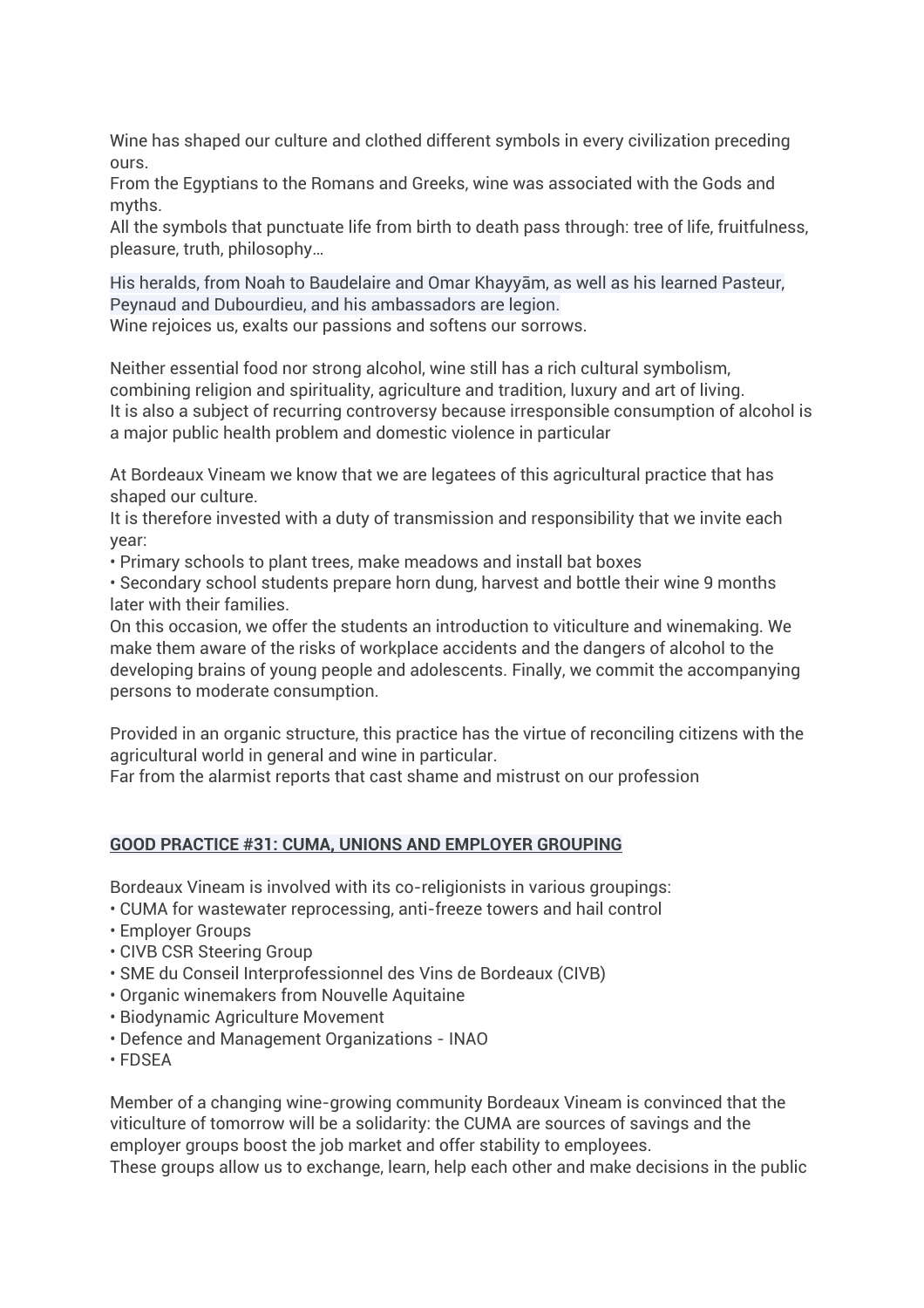Wine has shaped our culture and clothed different symbols in every civilization preceding ours.
From the Egyptians to the Romans and Greeks, wine was associated with the Gods and myths.
All the symbols that punctuate life from birth to death pass through: tree of life, fruitfulness, pleasure, truth, philosophy…

His heralds, from Noah to Baudelaire and Omar Khayyām, as well as his learned Pasteur, Peynaud and Dubourdieu, and his ambassadors are legion.
Wine rejoices us, exalts our passions and softens our sorrows.

Neither essential food nor strong alcohol, wine still has a rich cultural symbolism, combining religion and spirituality, agriculture and tradition, luxury and art of living.
It is also a subject of recurring controversy because irresponsible consumption of alcohol is a major public health problem and domestic violence in particular

At Bordeaux Vineam we know that we are legatees of this agricultural practice that has shaped our culture.
It is therefore invested with a duty of transmission and responsibility that we invite each year:

- Primary schools to plant trees, make meadows and install bat boxes
- Secondary school students prepare horn dung, harvest and bottle their wine 9 months later with their families.

On this occasion, we offer the students an introduction to viticulture and winemaking. We make them aware of the risks of workplace accidents and the dangers of alcohol to the developing brains of young people and adolescents. Finally, we commit the accompanying persons to moderate consumption.

Provided in an organic structure, this practice has the virtue of reconciling citizens with the agricultural world in general and wine in particular.
Far from the alarmist reports that cast shame and mistrust on our profession

## GOOD PRACTICE #31: CUMA, UNIONS AND EMPLOYER GROUPING

Bordeaux Vineam is involved with its co-religionists in various groupings:

- CUMA for wastewater reprocessing, anti-freeze towers and hail control
- Employer Groups
- CIVB CSR Steering Group
- SME du Conseil Interprofessionnel des Vins de Bordeaux (CIVB)
- Organic winemakers from Nouvelle Aquitaine
- Biodynamic Agriculture Movement
- Defence and Management Organizations - INAO
- FDSEA

Member of a changing wine-growing community Bordeaux Vineam is convinced that the viticulture of tomorrow will be a solidarity: the CUMA are sources of savings and the employer groups boost the job market and offer stability to employees.
These groups allow us to exchange, learn, help each other and make decisions in the public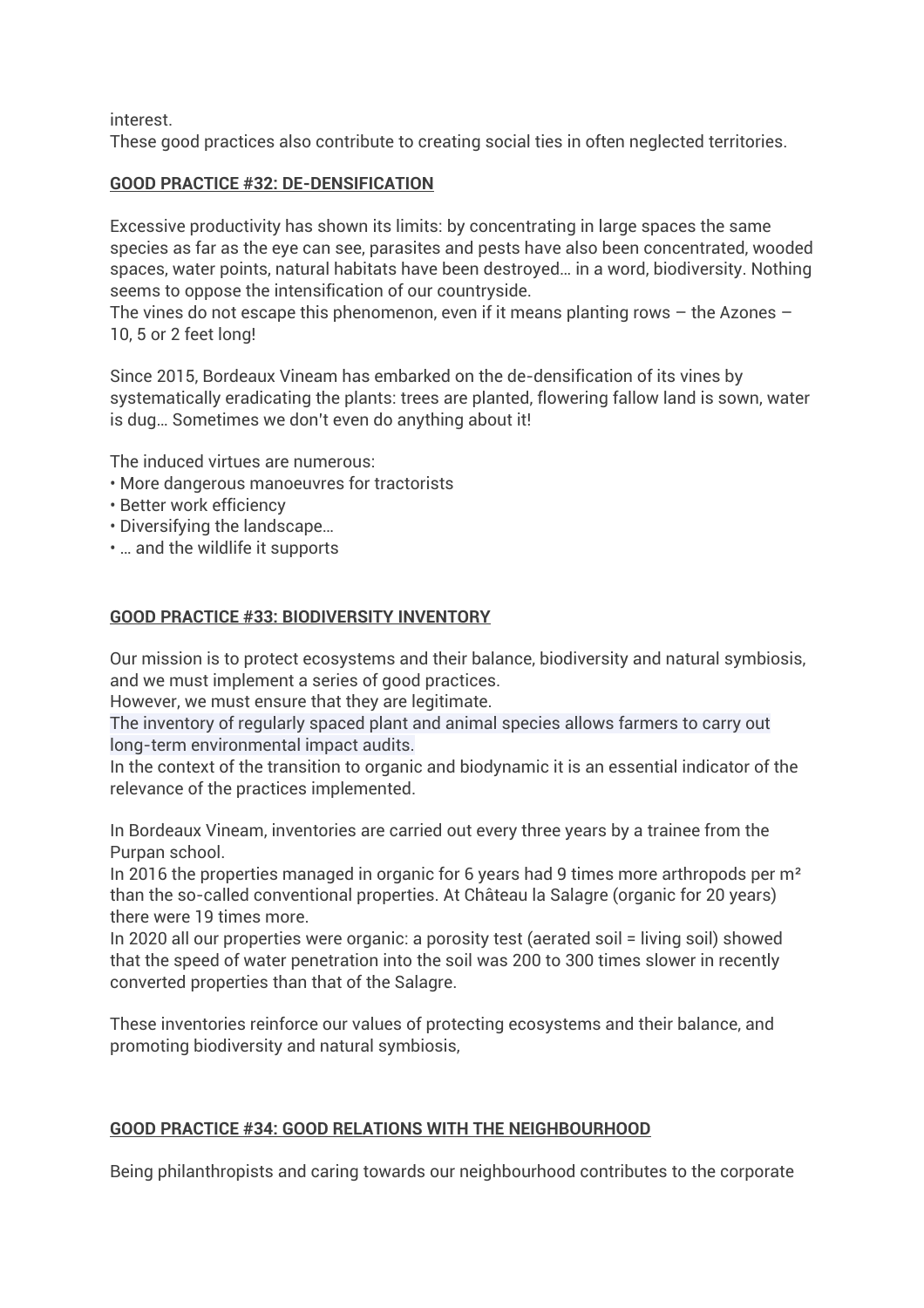interest.
These good practices also contribute to creating social ties in often neglected territories.

**GOOD PRACTICE #32: DE-DENSIFICATION**

Excessive productivity has shown its limits: by concentrating in large spaces the same species as far as the eye can see, parasites and pests have also been concentrated, wooded spaces, water points, natural habitats have been destroyed… in a word, biodiversity. Nothing seems to oppose the intensification of our countryside.
The vines do not escape this phenomenon, even if it means planting rows – the Azones – 10, 5 or 2 feet long!

Since 2015, Bordeaux Vineam has embarked on the de-densification of its vines by systematically eradicating the plants: trees are planted, flowering fallow land is sown, water is dug… Sometimes we don't even do anything about it!

The induced virtues are numerous:

- More dangerous manoeuvres for tractorists
- Better work efficiency
- Diversifying the landscape…
- … and the wildlife it supports

**GOOD PRACTICE #33: BIODIVERSITY INVENTORY**

Our mission is to protect ecosystems and their balance, biodiversity and natural symbiosis, and we must implement a series of good practices.
However, we must ensure that they are legitimate.
The inventory of regularly spaced plant and animal species allows farmers to carry out long-term environmental impact audits.
In the context of the transition to organic and biodynamic it is an essential indicator of the relevance of the practices implemented.

In Bordeaux Vineam, inventories are carried out every three years by a trainee from the Purpan school.
In 2016 the properties managed in organic for 6 years had 9 times more arthropods per m² than the so-called conventional properties. At Château la Salagre (organic for 20 years) there were 19 times more.
In 2020 all our properties were organic: a porosity test (aerated soil = living soil) showed that the speed of water penetration into the soil was 200 to 300 times slower in recently converted properties than that of the Salagre.

These inventories reinforce our values of protecting ecosystems and their balance, and promoting biodiversity and natural symbiosis,

**GOOD PRACTICE #34: GOOD RELATIONS WITH THE NEIGHBOURHOOD**

Being philanthropists and caring towards our neighbourhood contributes to the corporate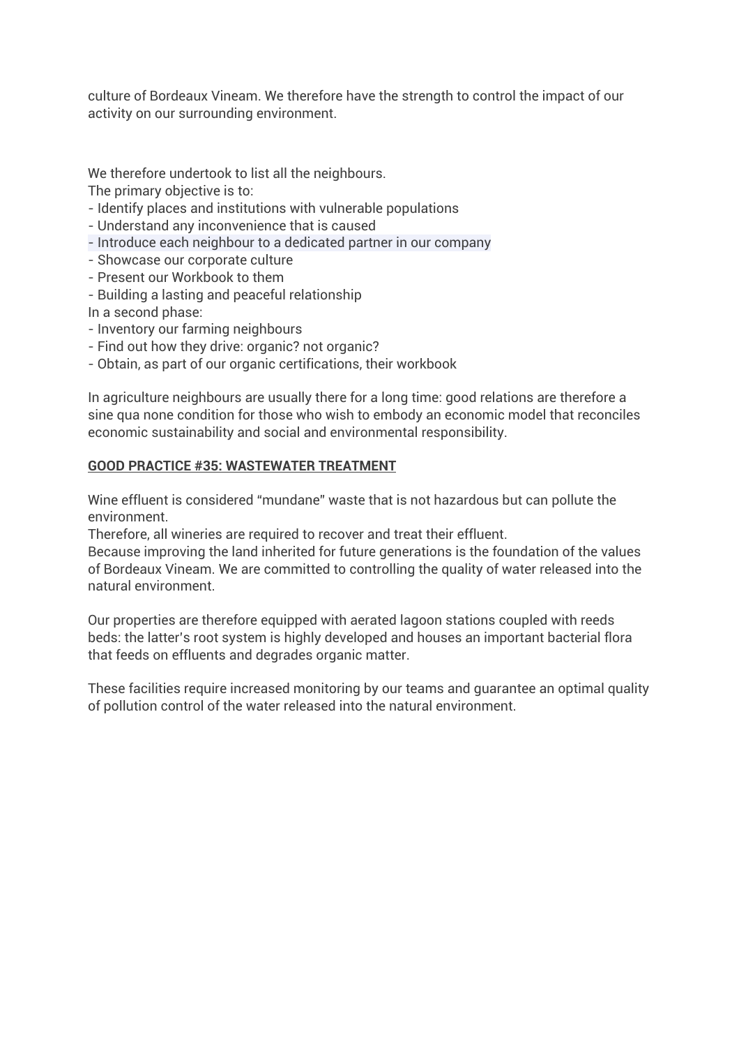culture of Bordeaux Vineam. We therefore have the strength to control the impact of our activity on our surrounding environment.

We therefore undertook to list all the neighbours.
The primary objective is to:
- Identify places and institutions with vulnerable populations
- Understand any inconvenience that is caused
- Introduce each neighbour to a dedicated partner in our company
- Showcase our corporate culture
- Present our Workbook to them
- Building a lasting and peaceful relationship

In a second phase:
- Inventory our farming neighbours
- Find out how they drive: organic? not organic?
- Obtain, as part of our organic certifications, their workbook

In agriculture neighbours are usually there for a long time: good relations are therefore a sine qua none condition for those who wish to embody an economic model that reconciles economic sustainability and social and environmental responsibility.

**GOOD PRACTICE #35: WASTEWATER TREATMENT**

Wine effluent is considered “mundane” waste that is not hazardous but can pollute the environment.
Therefore, all wineries are required to recover and treat their effluent.
Because improving the land inherited for future generations is the foundation of the values of Bordeaux Vineam. We are committed to controlling the quality of water released into the natural environment.

Our properties are therefore equipped with aerated lagoon stations coupled with reeds beds: the latter's root system is highly developed and houses an important bacterial flora that feeds on effluents and degrades organic matter.

These facilities require increased monitoring by our teams and guarantee an optimal quality of pollution control of the water released into the natural environment.